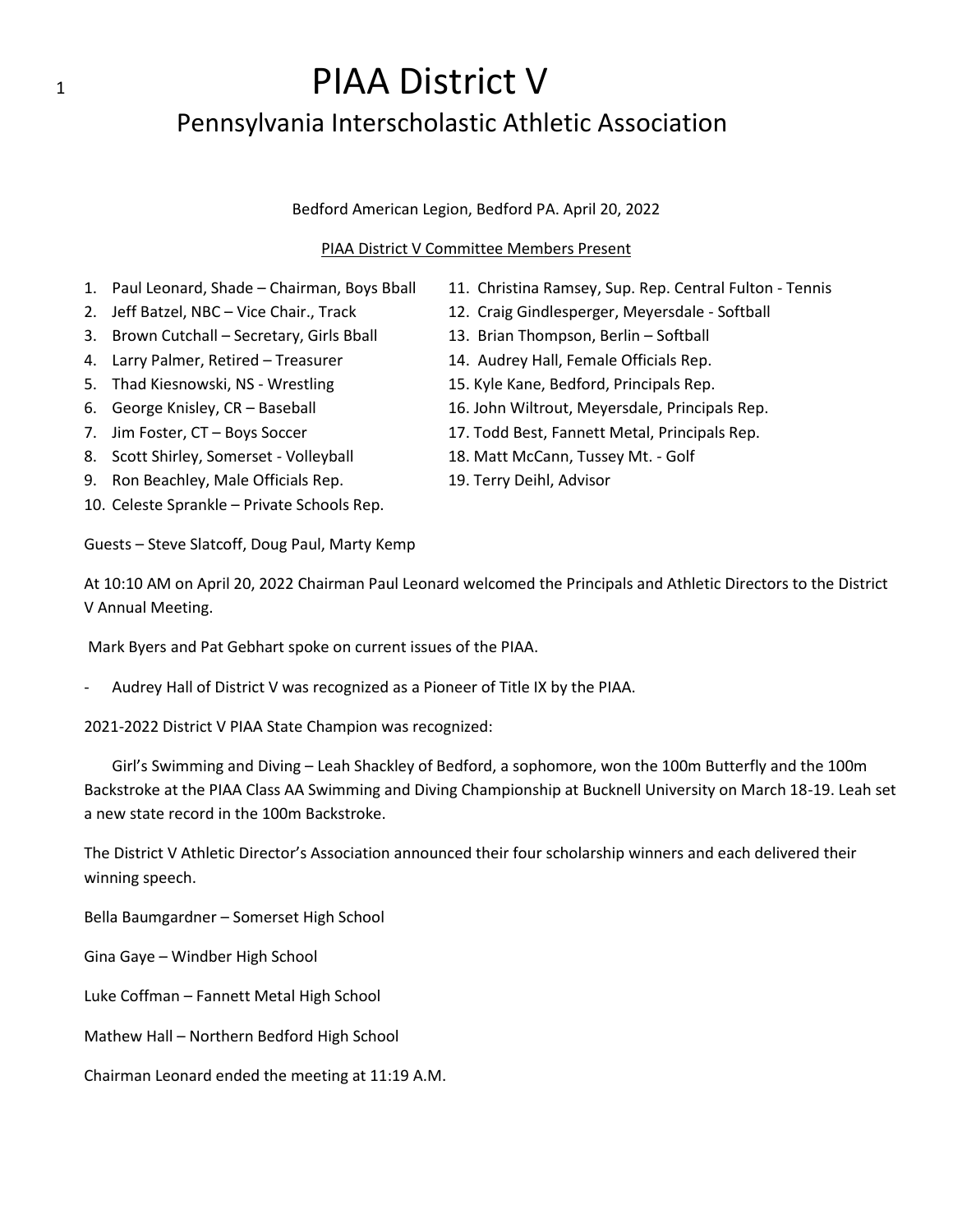# PIAA District V

## Pennsylvania Interscholastic Athletic Association

Bedford American Legion, Bedford PA. April 20, 2022

PIAA District V Committee Members Present

1. Paul Leonard, Shade – Chairman, Boys Bball
2. Jeff Batzel, NBC – Vice Chair., Track
3. Brown Cutchall – Secretary, Girls Bball
4. Larry Palmer, Retired – Treasurer
5. Thad Kiesnowski, NS - Wrestling
6. George Knisley, CR – Baseball
7. Jim Foster, CT – Boys Soccer
8. Scott Shirley, Somerset - Volleyball
9. Ron Beachley, Male Officials Rep.
10. Celeste Sprankle – Private Schools Rep.
11. Christina Ramsey, Sup. Rep. Central Fulton - Tennis
12. Craig Gindlesperger, Meyersdale - Softball
13. Brian Thompson, Berlin – Softball
14. Audrey Hall, Female Officials Rep.
15. Kyle Kane, Bedford, Principals Rep.
16. John Wiltrout, Meyersdale, Principals Rep.
17. Todd Best, Fannett Metal, Principals Rep.
18. Matt McCann, Tussey Mt. - Golf
19. Terry Deihl, Advisor

Guests – Steve Slatcoff, Doug Paul, Marty Kemp

At 10:10 AM on April 20, 2022 Chairman Paul Leonard welcomed the Principals and Athletic Directors to the District V Annual Meeting.

Mark Byers and Pat Gebhart spoke on current issues of the PIAA.

- Audrey Hall of District V was recognized as a Pioneer of Title IX by the PIAA.

2021-2022 District V PIAA State Champion was recognized:

Girl's Swimming and Diving – Leah Shackley of Bedford, a sophomore, won the 100m Butterfly and the 100m Backstroke at the PIAA Class AA Swimming and Diving Championship at Bucknell University on March 18-19. Leah set a new state record in the 100m Backstroke.

The District V Athletic Director's Association announced their four scholarship winners and each delivered their winning speech.

Bella Baumgardner – Somerset High School

Gina Gaye – Windber High School

Luke Coffman – Fannett Metal High School

Mathew Hall – Northern Bedford High School

Chairman Leonard ended the meeting at 11:19 A.M.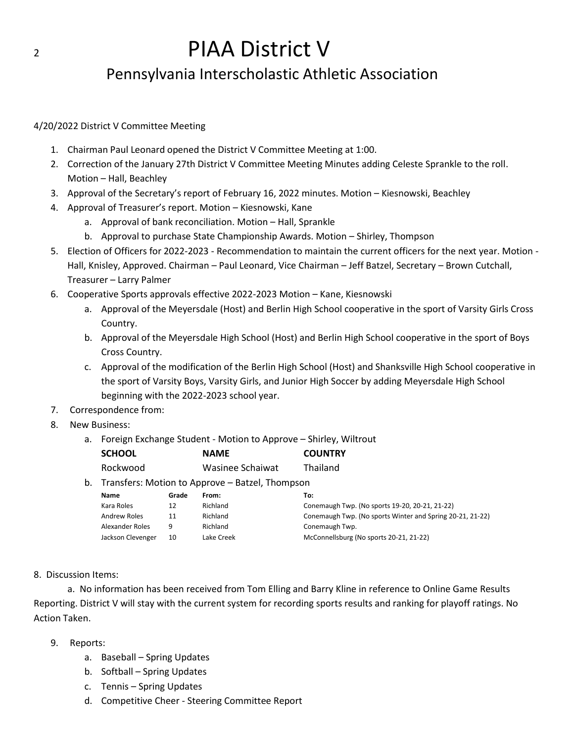# PIAA District V

## Pennsylvania Interscholastic Athletic Association

4/20/2022 District V Committee Meeting

1. Chairman Paul Leonard opened the District V Committee Meeting at 1:00.
2. Correction of the January 27th District V Committee Meeting Minutes adding Celeste Sprankle to the roll. Motion – Hall, Beachley
3. Approval of the Secretary's report of February 16, 2022 minutes. Motion – Kiesnowski, Beachley
4. Approval of Treasurer's report. Motion – Kiesnowski, Kane
   a. Approval of bank reconciliation. Motion – Hall, Sprankle
   b. Approval to purchase State Championship Awards. Motion – Shirley, Thompson
5. Election of Officers for 2022-2023 - Recommendation to maintain the current officers for the next year. Motion - Hall, Knisley, Approved. Chairman – Paul Leonard, Vice Chairman – Jeff Batzel, Secretary – Brown Cutchall, Treasurer – Larry Palmer
6. Cooperative Sports approvals effective 2022-2023 Motion – Kane, Kiesnowski
   a. Approval of the Meyersdale (Host) and Berlin High School cooperative in the sport of Varsity Girls Cross Country.
   b. Approval of the Meyersdale High School (Host) and Berlin High School cooperative in the sport of Boys Cross Country.
   c. Approval of the modification of the Berlin High School (Host) and Shanksville High School cooperative in the sport of Varsity Boys, Varsity Girls, and Junior High Soccer by adding Meyersdale High School beginning with the 2022-2023 school year.
7. Correspondence from:
8. New Business:
   a. Foreign Exchange Student - Motion to Approve – Shirley, Wiltrout

| SCHOOL | NAME | COUNTRY |
|---|---|---|
| Rockwood | Wasinee Schaiwat | Thailand |

   b. Transfers: Motion to Approve – Batzel, Thompson

| Name | Grade | From: | To: |
|---|---|---|---|
| Kara Roles | 12 | Richland | Conemaugh Twp. (No sports 19-20, 20-21, 21-22) |
| Andrew Roles | 11 | Richland | Conemaugh Twp. (No sports Winter and Spring 20-21, 21-22) |
| Alexander Roles | 9 | Richland | Conemaugh Twp. |
| Jackson Clevenger | 10 | Lake Creek | McConnellsburg (No sports 20-21, 21-22) |

8. Discussion Items:

   a. No information has been received from Tom Elling and Barry Kline in reference to Online Game Results Reporting. District V will stay with the current system for recording sports results and ranking for playoff ratings. No Action Taken.

9. Reports:
   a. Baseball – Spring Updates
   b. Softball – Spring Updates
   c. Tennis – Spring Updates
   d. Competitive Cheer - Steering Committee Report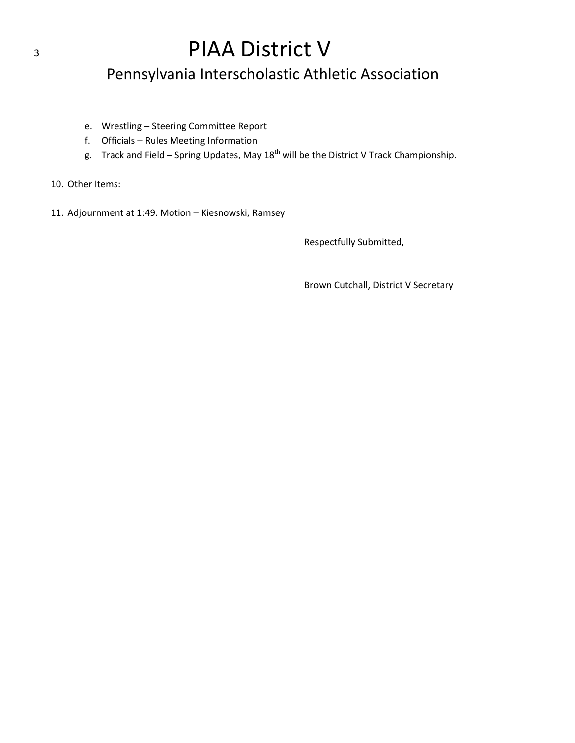# PIAA District V

## Pennsylvania Interscholastic Athletic Association

   e. Wrestling – Steering Committee Report
   f. Officials – Rules Meeting Information
   g. Track and Field – Spring Updates, May 18th will be the District V Track Championship.

10. Other Items:

11. Adjournment at 1:49. Motion – Kiesnowski, Ramsey

Respectfully Submitted,

Brown Cutchall, District V Secretary